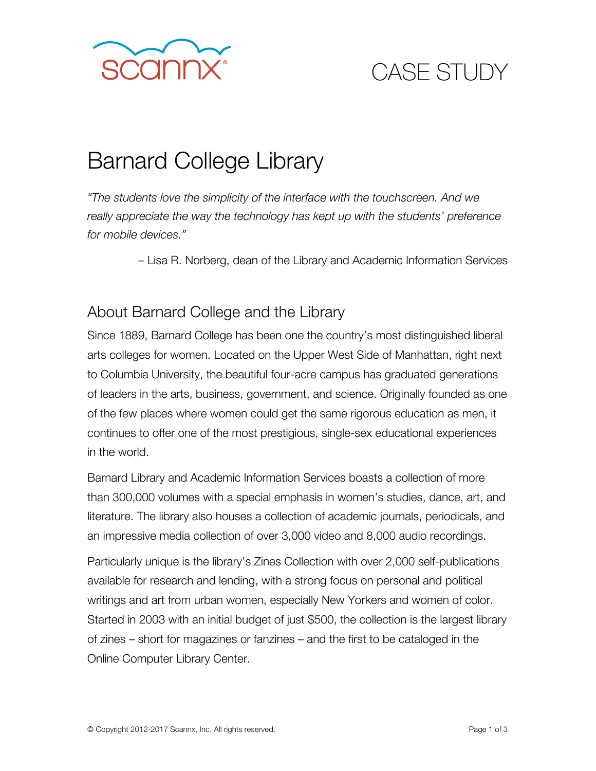scannx

CASE STUDY

# Barnard College Library

*"The students love the simplicity of the interface with the touchscreen. And we really appreciate the way the technology has kept up with the students' preference for mobile devices."*

– Lisa R. Norberg, dean of the Library and Academic Information Services

## About Barnard College and the Library

Since 1889, Barnard College has been one the country's most distinguished liberal arts colleges for women. Located on the Upper West Side of Manhattan, right next to Columbia University, the beautiful four-acre campus has graduated generations of leaders in the arts, business, government, and science. Originally founded as one of the few places where women could get the same rigorous education as men, it continues to offer one of the most prestigious, single-sex educational experiences in the world.

Barnard Library and Academic Information Services boasts a collection of more than 300,000 volumes with a special emphasis in women's studies, dance, art, and literature. The library also houses a collection of academic journals, periodicals, and an impressive media collection of over 3,000 video and 8,000 audio recordings.

Particularly unique is the library's Zines Collection with over 2,000 self-publications available for research and lending, with a strong focus on personal and political writings and art from urban women, especially New Yorkers and women of color. Started in 2003 with an initial budget of just $500, the collection is the largest library of zines – short for magazines or fanzines – and the first to be cataloged in the Online Computer Library Center.

© Copyright 2012-2017 Scannx, Inc. All rights reserved.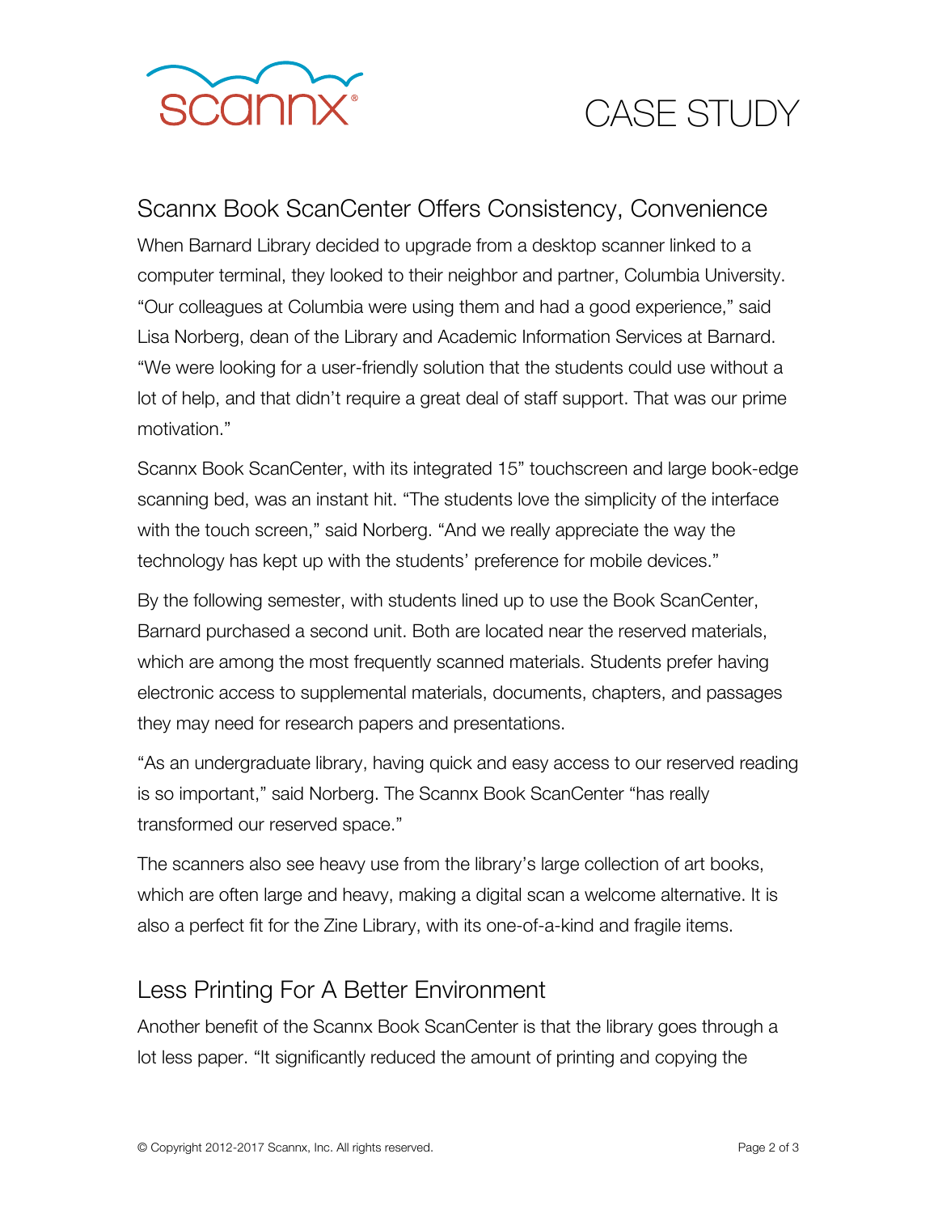## Scannx Book ScanCenter Offers Consistency, Convenience

When Barnard Library decided to upgrade from a desktop scanner linked to a computer terminal, they looked to their neighbor and partner, Columbia University. “Our colleagues at Columbia were using them and had a good experience,” said Lisa Norberg, dean of the Library and Academic Information Services at Barnard. “We were looking for a user-friendly solution that the students could use without a lot of help, and that didn’t require a great deal of staff support. That was our prime motivation.”

Scannx Book ScanCenter, with its integrated 15” touchscreen and large book-edge scanning bed, was an instant hit. “The students love the simplicity of the interface with the touch screen,” said Norberg. “And we really appreciate the way the technology has kept up with the students’ preference for mobile devices.”

By the following semester, with students lined up to use the Book ScanCenter, Barnard purchased a second unit. Both are located near the reserved materials, which are among the most frequently scanned materials. Students prefer having electronic access to supplemental materials, documents, chapters, and passages they may need for research papers and presentations.

“As an undergraduate library, having quick and easy access to our reserved reading is so important,” said Norberg. The Scannx Book ScanCenter “has really transformed our reserved space.”

The scanners also see heavy use from the library’s large collection of art books, which are often large and heavy, making a digital scan a welcome alternative. It is also a perfect fit for the Zine Library, with its one-of-a-kind and fragile items.

## Less Printing For A Better Environment

Another benefit of the Scannx Book ScanCenter is that the library goes through a lot less paper. “It significantly reduced the amount of printing and copying the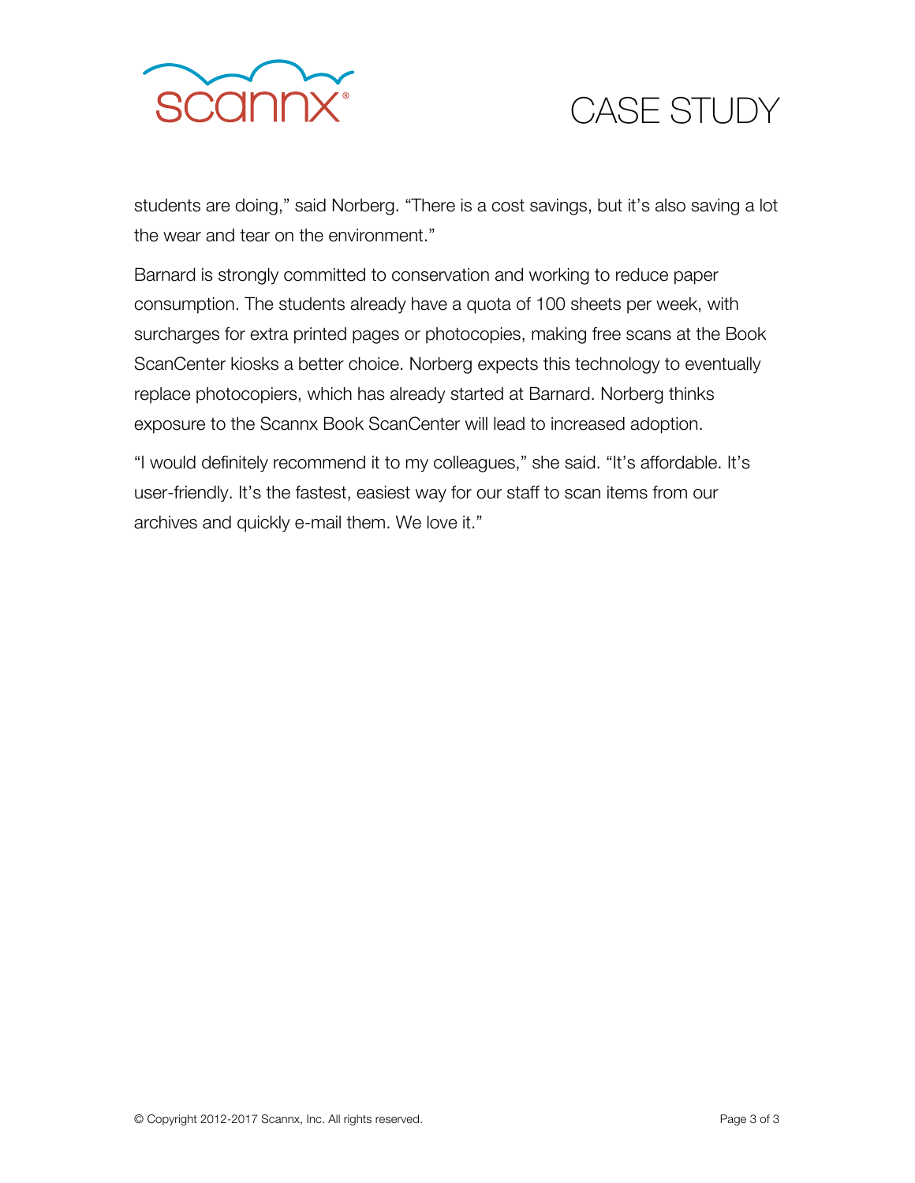students are doing," said Norberg. "There is a cost savings, but it's also saving a lot the wear and tear on the environment."

Barnard is strongly committed to conservation and working to reduce paper consumption. The students already have a quota of 100 sheets per week, with surcharges for extra printed pages or photocopies, making free scans at the Book ScanCenter kiosks a better choice. Norberg expects this technology to eventually replace photocopiers, which has already started at Barnard. Norberg thinks exposure to the Scannx Book ScanCenter will lead to increased adoption.

"I would definitely recommend it to my colleagues," she said. "It's affordable. It's user-friendly. It's the fastest, easiest way for our staff to scan items from our archives and quickly e-mail them. We love it."